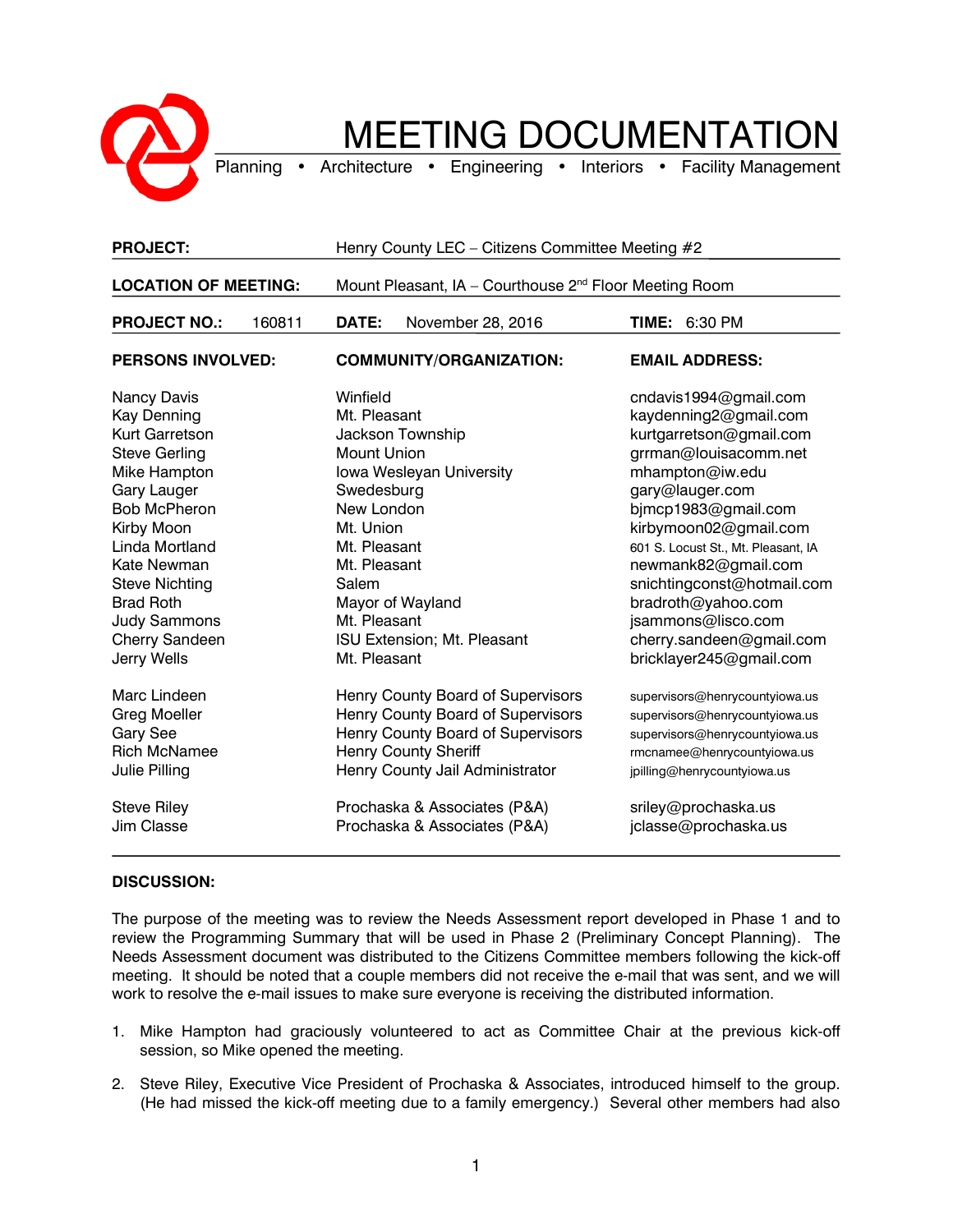# MEETING DOCUMENTATION

Planning • Architecture • Engineering • Interiors • Facility Management

| | | |
|---|---|---|
| **PROJECT:** | Henry County LEC – Citizens Committee Meeting #2 | |
| **LOCATION OF MEETING:** | Mount Pleasant, IA – Courthouse 2nd Floor Meeting Room | |
| **PROJECT NO.:** 160811 | **DATE:** November 28, 2016 | **TIME:** 6:30 PM |

| **PERSONS INVOLVED:** | **COMMUNITY/ORGANIZATION:** | **EMAIL ADDRESS:** |
|---|---|---|
| Nancy Davis | Winfield | cndavis1994@gmail.com |
| Kay Denning | Mt. Pleasant | kaydenning2@gmail.com |
| Kurt Garretson | Jackson Township | kurtgarretson@gmail.com |
| Steve Gerling | Mount Union | grrman@louisacomm.net |
| Mike Hampton | Iowa Wesleyan University | mhampton@iw.edu |
| Gary Lauger | Swedesburg | gary@lauger.com |
| Bob McPheron | New London | bjmcp1983@gmail.com |
| Kirby Moon | Mt. Union | kirbymoon02@gmail.com |
| Linda Mortland | Mt. Pleasant | 601 S. Locust St., Mt. Pleasant, IA |
| Kate Newman | Mt. Pleasant | newmank82@gmail.com |
| Steve Nichting | Salem | snichtingconst@hotmail.com |
| Brad Roth | Mayor of Wayland | bradroth@yahoo.com |
| Judy Sammons | Mt. Pleasant | jsammons@lisco.com |
| Cherry Sandeen | ISU Extension; Mt. Pleasant | cherry.sandeen@gmail.com |
| Jerry Wells | Mt. Pleasant | bricklayer245@gmail.com |
| Marc Lindeen | Henry County Board of Supervisors | supervisors@henrycountyiowa.us |
| Greg Moeller | Henry County Board of Supervisors | supervisors@henrycountyiowa.us |
| Gary See | Henry County Board of Supervisors | supervisors@henrycountyiowa.us |
| Rich McNamee | Henry County Sheriff | rmcnamee@henrycountyiowa.us |
| Julie Pilling | Henry County Jail Administrator | jpilling@henrycountyiowa.us |
| Steve Riley | Prochaska & Associates (P&A) | sriley@prochaska.us |
| Jim Classe | Prochaska & Associates (P&A) | jclasse@prochaska.us |

**DISCUSSION:**

The purpose of the meeting was to review the Needs Assessment report developed in Phase 1 and to review the Programming Summary that will be used in Phase 2 (Preliminary Concept Planning). The Needs Assessment document was distributed to the Citizens Committee members following the kick-off meeting. It should be noted that a couple members did not receive the e-mail that was sent, and we will work to resolve the e-mail issues to make sure everyone is receiving the distributed information.

1. Mike Hampton had graciously volunteered to act as Committee Chair at the previous kick-off session, so Mike opened the meeting.

2. Steve Riley, Executive Vice President of Prochaska & Associates, introduced himself to the group. (He had missed the kick-off meeting due to a family emergency.) Several other members had also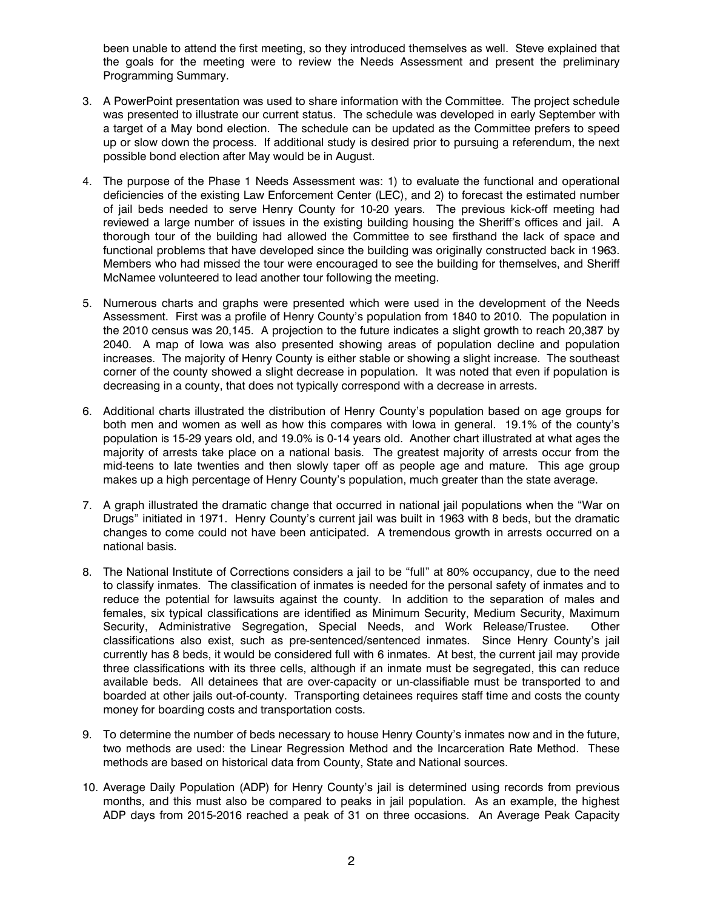been unable to attend the first meeting, so they introduced themselves as well. Steve explained that the goals for the meeting were to review the Needs Assessment and present the preliminary Programming Summary.

3. A PowerPoint presentation was used to share information with the Committee. The project schedule was presented to illustrate our current status. The schedule was developed in early September with a target of a May bond election. The schedule can be updated as the Committee prefers to speed up or slow down the process. If additional study is desired prior to pursuing a referendum, the next possible bond election after May would be in August.

4. The purpose of the Phase 1 Needs Assessment was: 1) to evaluate the functional and operational deficiencies of the existing Law Enforcement Center (LEC), and 2) to forecast the estimated number of jail beds needed to serve Henry County for 10-20 years. The previous kick-off meeting had reviewed a large number of issues in the existing building housing the Sheriff's offices and jail. A thorough tour of the building had allowed the Committee to see firsthand the lack of space and functional problems that have developed since the building was originally constructed back in 1963. Members who had missed the tour were encouraged to see the building for themselves, and Sheriff McNamee volunteered to lead another tour following the meeting.

5. Numerous charts and graphs were presented which were used in the development of the Needs Assessment. First was a profile of Henry County's population from 1840 to 2010. The population in the 2010 census was 20,145. A projection to the future indicates a slight growth to reach 20,387 by 2040. A map of Iowa was also presented showing areas of population decline and population increases. The majority of Henry County is either stable or showing a slight increase. The southeast corner of the county showed a slight decrease in population. It was noted that even if population is decreasing in a county, that does not typically correspond with a decrease in arrests.

6. Additional charts illustrated the distribution of Henry County's population based on age groups for both men and women as well as how this compares with Iowa in general. 19.1% of the county's population is 15-29 years old, and 19.0% is 0-14 years old. Another chart illustrated at what ages the majority of arrests take place on a national basis. The greatest majority of arrests occur from the mid-teens to late twenties and then slowly taper off as people age and mature. This age group makes up a high percentage of Henry County's population, much greater than the state average.

7. A graph illustrated the dramatic change that occurred in national jail populations when the "War on Drugs" initiated in 1971. Henry County's current jail was built in 1963 with 8 beds, but the dramatic changes to come could not have been anticipated. A tremendous growth in arrests occurred on a national basis.

8. The National Institute of Corrections considers a jail to be "full" at 80% occupancy, due to the need to classify inmates. The classification of inmates is needed for the personal safety of inmates and to reduce the potential for lawsuits against the county. In addition to the separation of males and females, six typical classifications are identified as Minimum Security, Medium Security, Maximum Security, Administrative Segregation, Special Needs, and Work Release/Trustee. Other classifications also exist, such as pre-sentenced/sentenced inmates. Since Henry County's jail currently has 8 beds, it would be considered full with 6 inmates. At best, the current jail may provide three classifications with its three cells, although if an inmate must be segregated, this can reduce available beds. All detainees that are over-capacity or un-classifiable must be transported to and boarded at other jails out-of-county. Transporting detainees requires staff time and costs the county money for boarding costs and transportation costs.

9. To determine the number of beds necessary to house Henry County's inmates now and in the future, two methods are used: the Linear Regression Method and the Incarceration Rate Method. These methods are based on historical data from County, State and National sources.

10. Average Daily Population (ADP) for Henry County's jail is determined using records from previous months, and this must also be compared to peaks in jail population. As an example, the highest ADP days from 2015-2016 reached a peak of 31 on three occasions. An Average Peak Capacity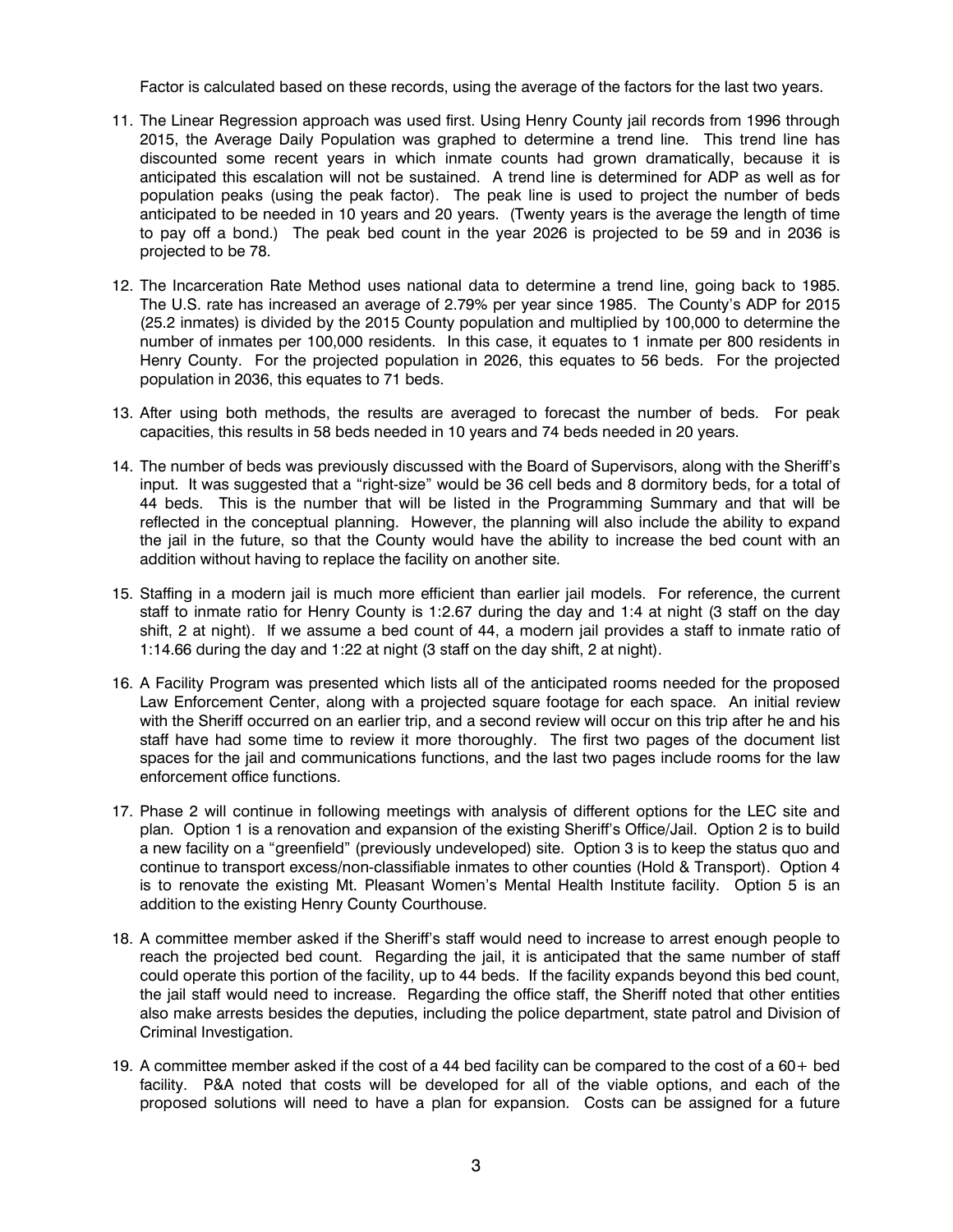Factor is calculated based on these records, using the average of the factors for the last two years.

11. The Linear Regression approach was used first. Using Henry County jail records from 1996 through 2015, the Average Daily Population was graphed to determine a trend line. This trend line has discounted some recent years in which inmate counts had grown dramatically, because it is anticipated this escalation will not be sustained. A trend line is determined for ADP as well as for population peaks (using the peak factor). The peak line is used to project the number of beds anticipated to be needed in 10 years and 20 years. (Twenty years is the average the length of time to pay off a bond.) The peak bed count in the year 2026 is projected to be 59 and in 2036 is projected to be 78.

12. The Incarceration Rate Method uses national data to determine a trend line, going back to 1985. The U.S. rate has increased an average of 2.79% per year since 1985. The County's ADP for 2015 (25.2 inmates) is divided by the 2015 County population and multiplied by 100,000 to determine the number of inmates per 100,000 residents. In this case, it equates to 1 inmate per 800 residents in Henry County. For the projected population in 2026, this equates to 56 beds. For the projected population in 2036, this equates to 71 beds.

13. After using both methods, the results are averaged to forecast the number of beds. For peak capacities, this results in 58 beds needed in 10 years and 74 beds needed in 20 years.

14. The number of beds was previously discussed with the Board of Supervisors, along with the Sheriff's input. It was suggested that a "right-size" would be 36 cell beds and 8 dormitory beds, for a total of 44 beds. This is the number that will be listed in the Programming Summary and that will be reflected in the conceptual planning. However, the planning will also include the ability to expand the jail in the future, so that the County would have the ability to increase the bed count with an addition without having to replace the facility on another site.

15. Staffing in a modern jail is much more efficient than earlier jail models. For reference, the current staff to inmate ratio for Henry County is 1:2.67 during the day and 1:4 at night (3 staff on the day shift, 2 at night). If we assume a bed count of 44, a modern jail provides a staff to inmate ratio of 1:14.66 during the day and 1:22 at night (3 staff on the day shift, 2 at night).

16. A Facility Program was presented which lists all of the anticipated rooms needed for the proposed Law Enforcement Center, along with a projected square footage for each space. An initial review with the Sheriff occurred on an earlier trip, and a second review will occur on this trip after he and his staff have had some time to review it more thoroughly. The first two pages of the document list spaces for the jail and communications functions, and the last two pages include rooms for the law enforcement office functions.

17. Phase 2 will continue in following meetings with analysis of different options for the LEC site and plan. Option 1 is a renovation and expansion of the existing Sheriff's Office/Jail. Option 2 is to build a new facility on a "greenfield" (previously undeveloped) site. Option 3 is to keep the status quo and continue to transport excess/non-classifiable inmates to other counties (Hold & Transport). Option 4 is to renovate the existing Mt. Pleasant Women's Mental Health Institute facility. Option 5 is an addition to the existing Henry County Courthouse.

18. A committee member asked if the Sheriff's staff would need to increase to arrest enough people to reach the projected bed count. Regarding the jail, it is anticipated that the same number of staff could operate this portion of the facility, up to 44 beds. If the facility expands beyond this bed count, the jail staff would need to increase. Regarding the office staff, the Sheriff noted that other entities also make arrests besides the deputies, including the police department, state patrol and Division of Criminal Investigation.

19. A committee member asked if the cost of a 44 bed facility can be compared to the cost of a 60+ bed facility. P&A noted that costs will be developed for all of the viable options, and each of the proposed solutions will need to have a plan for expansion. Costs can be assigned for a future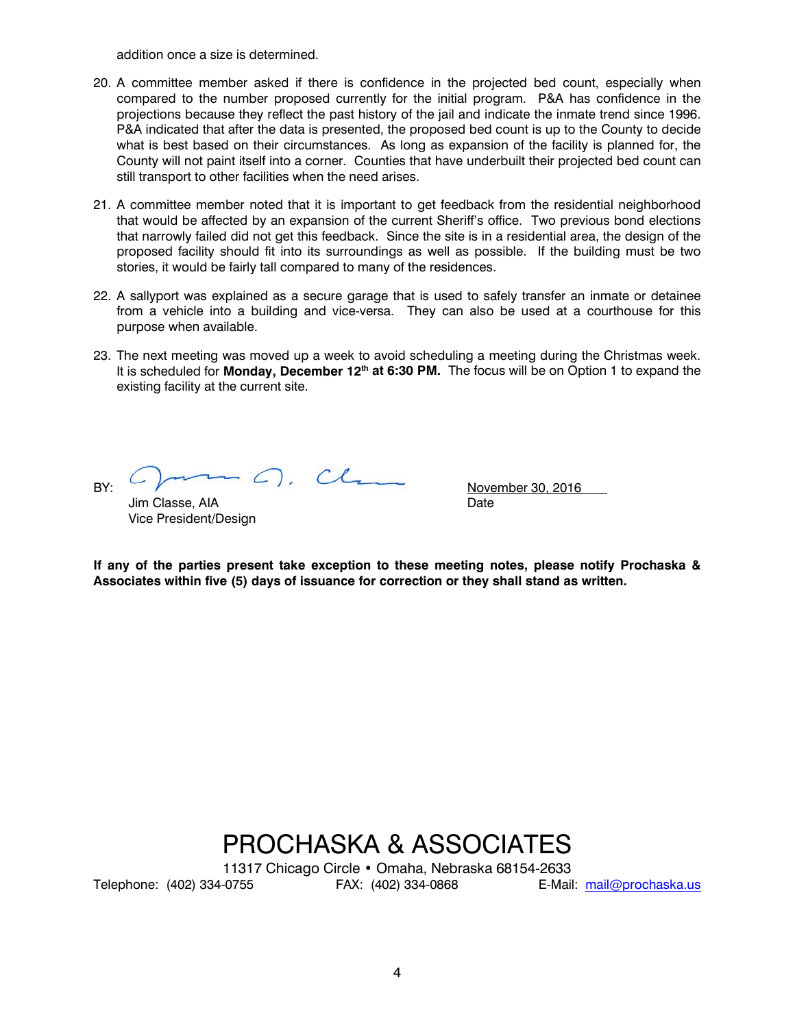addition once a size is determined.

20. A committee member asked if there is confidence in the projected bed count, especially when compared to the number proposed currently for the initial program. P&A has confidence in the projections because they reflect the past history of the jail and indicate the inmate trend since 1996. P&A indicated that after the data is presented, the proposed bed count is up to the County to decide what is best based on their circumstances. As long as expansion of the facility is planned for, the County will not paint itself into a corner. Counties that have underbuilt their projected bed count can still transport to other facilities when the need arises.

21. A committee member noted that it is important to get feedback from the residential neighborhood that would be affected by an expansion of the current Sheriff's office. Two previous bond elections that narrowly failed did not get this feedback. Since the site is in a residential area, the design of the proposed facility should fit into its surroundings as well as possible. If the building must be two stories, it would be fairly tall compared to many of the residences.

22. A sallyport was explained as a secure garage that is used to safely transfer an inmate or detainee from a vehicle into a building and vice-versa. They can also be used at a courthouse for this purpose when available.

23. The next meeting was moved up a week to avoid scheduling a meeting during the Christmas week. It is scheduled for **Monday, December 12th at 6:30 PM.** The focus will be on Option 1 to expand the existing facility at the current site.

BY: Jim Classe, AIA
Vice President/Design

November 30, 2016
Date

**If any of the parties present take exception to these meeting notes, please notify Prochaska & Associates within five (5) days of issuance for correction or they shall stand as written.**

PROCHASKA & ASSOCIATES

11317 Chicago Circle • Omaha, Nebraska 68154-2633

Telephone: (402) 334-0755 FAX: (402) 334-0868 E-Mail: mail@prochaska.us